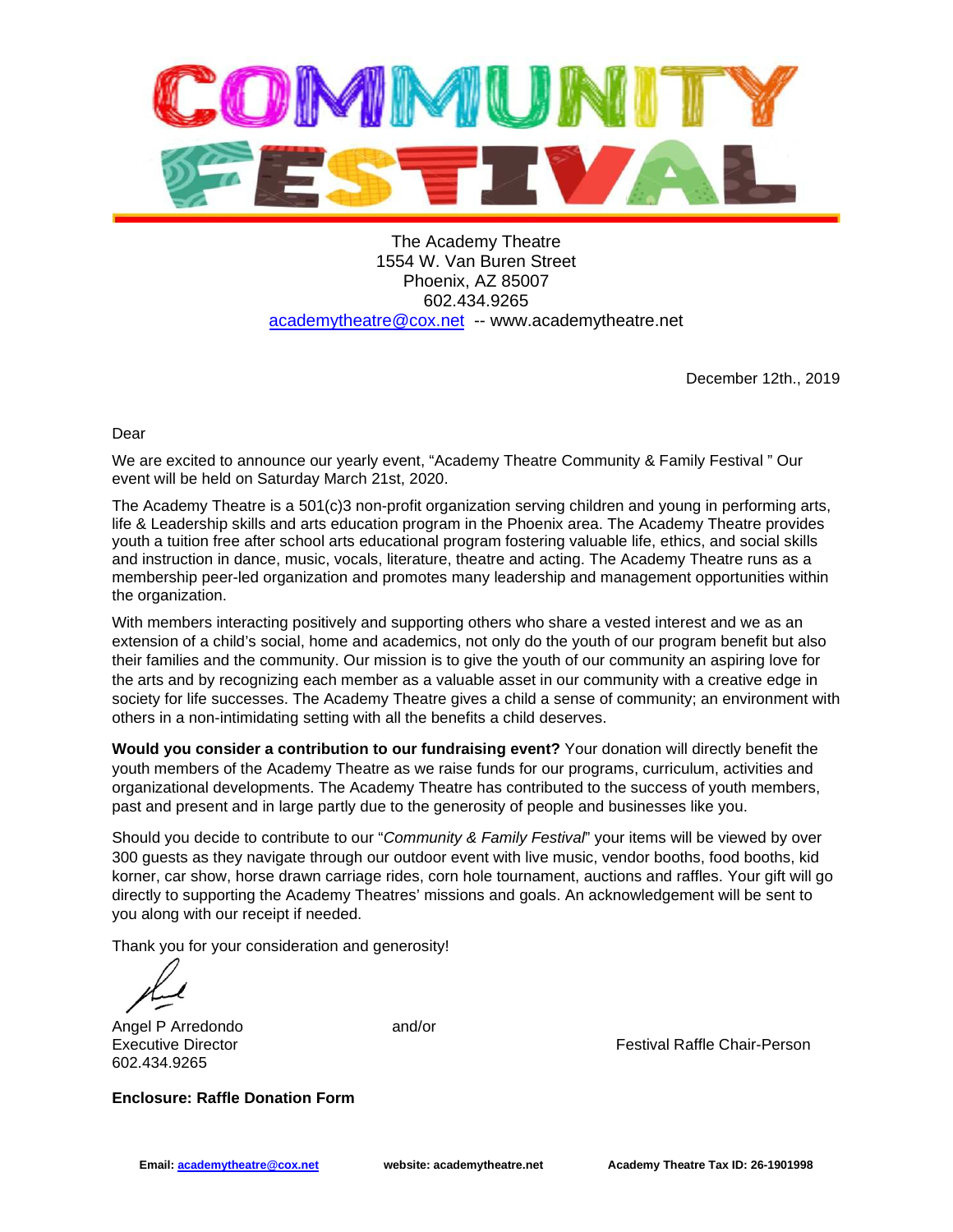# COMMUNITY FESTIVAL

The Academy Theatre
1554 W. Van Buren Street
Phoenix, AZ 85007
602.434.9265
academytheatre@cox.net -- www.academytheatre.net

December 12th., 2019

Dear

We are excited to announce our yearly event, "Academy Theatre Community & Family Festival " Our event will be held on Saturday March 21st, 2020.

The Academy Theatre is a 501(c)3 non-profit organization serving children and young in performing arts, life & Leadership skills and arts education program in the Phoenix area. The Academy Theatre provides youth a tuition free after school arts educational program fostering valuable life, ethics, and social skills and instruction in dance, music, vocals, literature, theatre and acting. The Academy Theatre runs as a membership peer-led organization and promotes many leadership and management opportunities within the organization.

With members interacting positively and supporting others who share a vested interest and we as an extension of a child's social, home and academics, not only do the youth of our program benefit but also their families and the community. Our mission is to give the youth of our community an aspiring love for the arts and by recognizing each member as a valuable asset in our community with a creative edge in society for life successes. The Academy Theatre gives a child a sense of community; an environment with others in a non-intimidating setting with all the benefits a child deserves.

**Would you consider a contribution to our fundraising event?** Your donation will directly benefit the youth members of the Academy Theatre as we raise funds for our programs, curriculum, activities and organizational developments. The Academy Theatre has contributed to the success of youth members, past and present and in large partly due to the generosity of people and businesses like you.

Should you decide to contribute to our "*Community & Family Festival*" your items will be viewed by over 300 guests as they navigate through our outdoor event with live music, vendor booths, food booths, kid korner, car show, horse drawn carriage rides, corn hole tournament, auctions and raffles. Your gift will go directly to supporting the Academy Theatres' missions and goals. An acknowledgement will be sent to you along with our receipt if needed.

Thank you for your consideration and generosity!

Angel P Arredondo
Executive Director
602.434.9265

and/or

Festival Raffle Chair-Person

**Enclosure: Raffle Donation Form**

**Email: academytheatre@cox.net** **website: academytheatre.net** **Academy Theatre Tax ID: 26-1901998**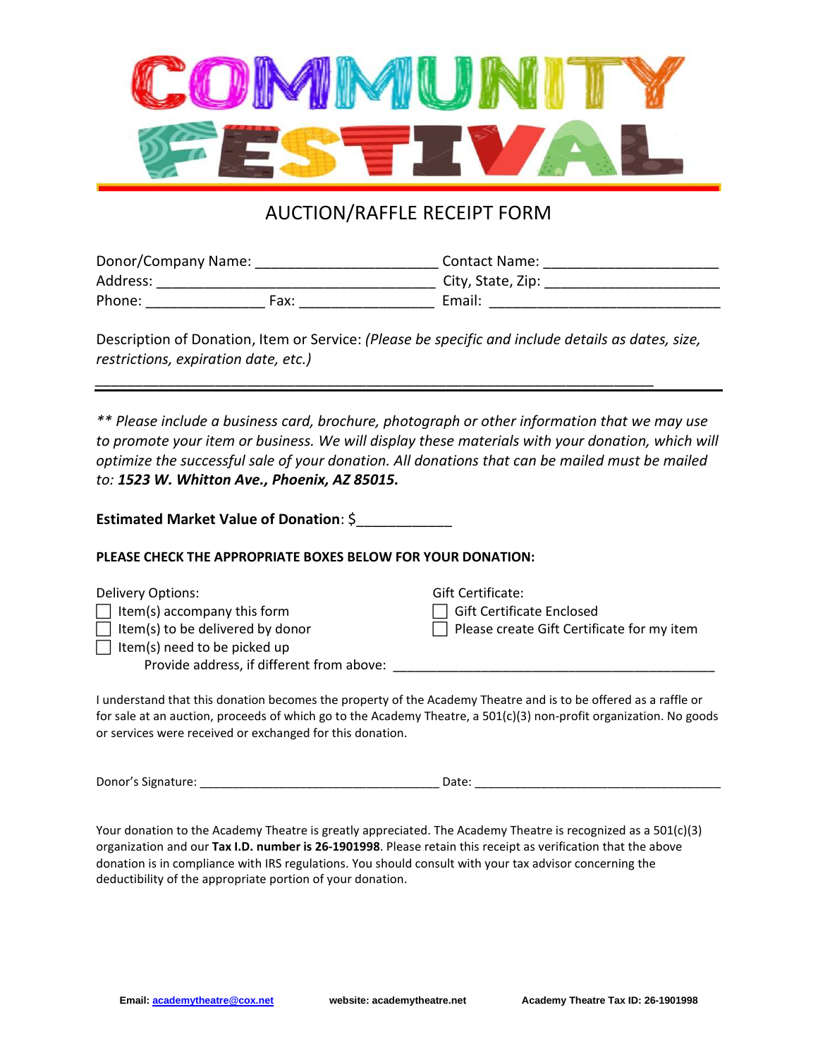# COMMUNITY FESTIVAL

## AUCTION/RAFFLE RECEIPT FORM

Donor/Company Name: ______________________ Contact Name: ______________________

Address: ___________________________________ City, State, Zip: ______________________

Phone: _______________ Fax: _________________ Email: ____________________________

Description of Donation, Item or Service: *(Please be specific and include details as dates, size, restrictions, expiration date, etc.)*

___________________________________________________________________________

*\*\* Please include a business card, brochure, photograph or other information that we may use to promote your item or business. We will display these materials with your donation, which will optimize the successful sale of your donation. All donations that can be mailed must be mailed to:* ***1523 W. Whitton Ave., Phoenix, AZ 85015.***

**Estimated Market Value of Donation**: $____________

**PLEASE CHECK THE APPROPRIATE BOXES BELOW FOR YOUR DONATION:**

Delivery Options:

- ☐ Item(s) accompany this form
- ☐ Item(s) to be delivered by donor
- ☐ Item(s) need to be picked up

Provide address, if different from above: ____________________________________________

Gift Certificate:

- ☐ Gift Certificate Enclosed
- ☐ Please create Gift Certificate for my item

I understand that this donation becomes the property of the Academy Theatre and is to be offered as a raffle or for sale at an auction, proceeds of which go to the Academy Theatre, a 501(c)(3) non-profit organization. No goods or services were received or exchanged for this donation.

Donor's Signature: ___________________________________ Date: ____________________________________

Your donation to the Academy Theatre is greatly appreciated. The Academy Theatre is recognized as a 501(c)(3) organization and our **Tax I.D. number is 26-1901998**. Please retain this receipt as verification that the above donation is in compliance with IRS regulations. You should consult with your tax advisor concerning the deductibility of the appropriate portion of your donation.

**Email: academytheatre@cox.net** **website: academytheatre.net** **Academy Theatre Tax ID: 26-1901998**